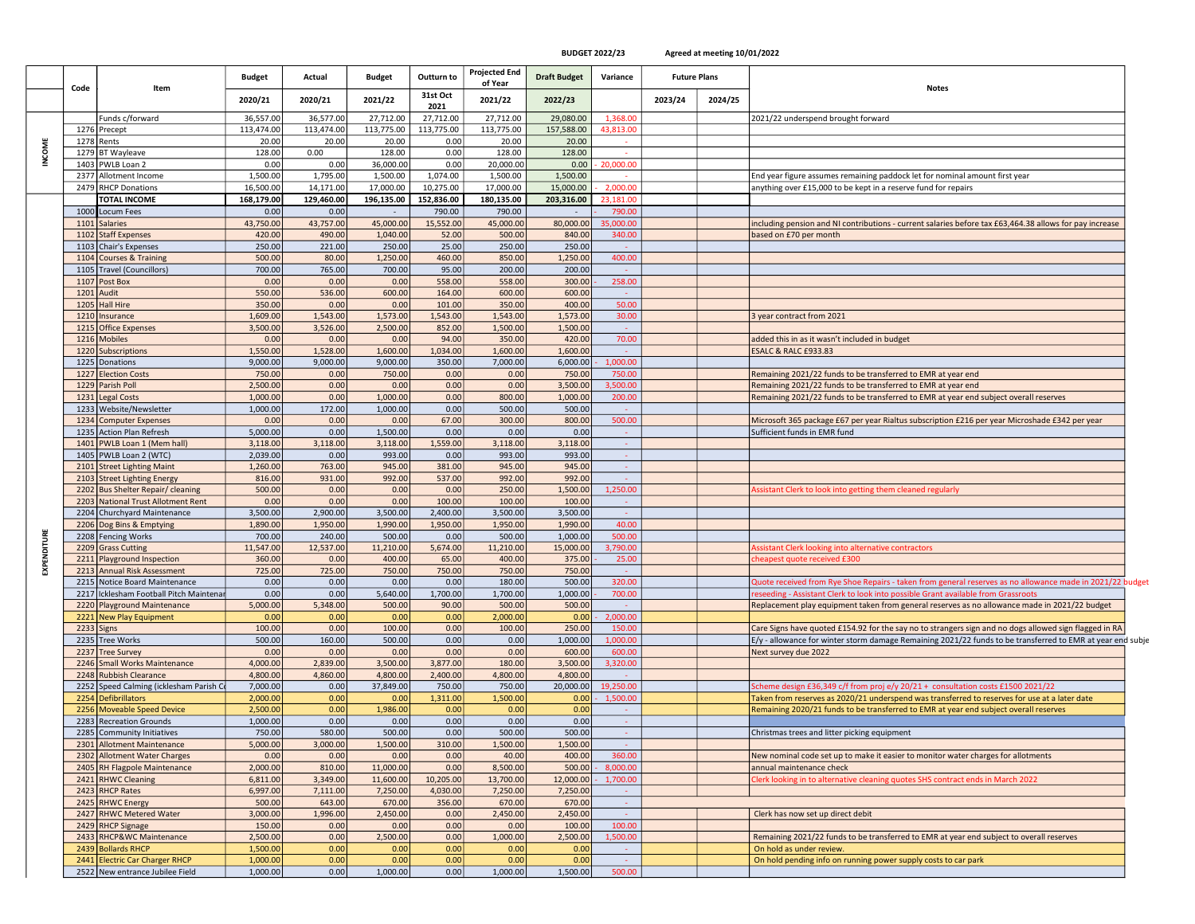**BUDGET 2022/23** Agreed at meeting 10/01/2022

| | Code | Item | Budget 2020/21 | Actual 2020/21 | Budget 2021/22 | Outturn to 31st Oct 2021 | Projected End of Year 2021/22 | Draft Budget 2022/23 | Variance | Future Plans 2023/24 | Future Plans 2024/25 | Notes |
|---|---|---|---|---|---|---|---|---|---|---|---|---|
| INCOME | | Funds c/forward | 36,557.00 | 36,577.00 | 27,712.00 | 27,712.00 | 27,712.00 | 29,080.00 | 1,368.00 | | | 2021/22 underspend brought forward |
| | 1276 | Precept | 113,474.00 | 113,474.00 | 113,775.00 | 113,775.00 | 113,775.00 | 157,588.00 | 43,813.00 | | | |
| | 1278 | Rents | 20.00 | 20.00 | 20.00 | 0.00 | 20.00 | 20.00 | - | | | |
| | 1279 | BT Wayleave | 128.00 | 0.00 | 128.00 | 0.00 | 128.00 | 128.00 | - | | | |
| | 1403 | PWLB Loan 2 | 0.00 | 0.00 | 36,000.00 | 0.00 | 20,000.00 | 0.00 | - 20,000.00 | | | |
| | 2377 | Allotment Income | 1,500.00 | 1,795.00 | 1,500.00 | 1,074.00 | 1,500.00 | 1,500.00 | - | | | End year figure assumes remaining paddock let for nominal amount first year |
| | 2479 | RHCP Donations | 16,500.00 | 14,171.00 | 17,000.00 | 10,275.00 | 17,000.00 | 15,000.00 | - 2,000.00 | | | anything over £15,000 to be kept in a reserve fund for repairs |
| | | **TOTAL INCOME** | **168,179.00** | **129,460.00** | **196,135.00** | **152,836.00** | **180,135.00** | **203,316.00** | 23,181.00 | | | |
| EXPENDITURE | 1000 | Locum Fees | 0.00 | 0.00 | - | 790.00 | 790.00 | - | - 790.00 | | | |
| | 1101 | Salaries | 43,750.00 | 43,757.00 | 45,000.00 | 15,552.00 | 45,000.00 | 80,000.00 | 35,000.00 | | | including pension and NI contributions - current salaries before tax £63,464.38 allows for pay increase |
| | 1102 | Staff Expenses | 420.00 | 490.00 | 1,040.00 | 52.00 | 500.00 | 840.00 | 340.00 | | | based on £70 per month |
| | 1103 | Chair's Expenses | 250.00 | 221.00 | 250.00 | 25.00 | 250.00 | 250.00 | - | | | |
| | 1104 | Courses & Training | 500.00 | 80.00 | 1,250.00 | 460.00 | 850.00 | 1,250.00 | 400.00 | | | |
| | 1105 | Travel (Councillors) | 700.00 | 765.00 | 700.00 | 95.00 | 200.00 | 200.00 | - | | | |
| | 1107 | Post Box | 0.00 | 0.00 | 0.00 | 558.00 | 558.00 | 300.00 | - 258.00 | | | |
| | 1201 | Audit | 550.00 | 536.00 | 600.00 | 164.00 | 600.00 | 600.00 | - | | | |
| | 1205 | Hall Hire | 350.00 | 0.00 | 0.00 | 101.00 | 350.00 | 400.00 | 50.00 | | | |
| | 1210 | Insurance | 1,609.00 | 1,543.00 | 1,573.00 | 1,543.00 | 1,543.00 | 1,573.00 | 30.00 | | | 3 year contract from 2021 |
| | 1215 | Office Expenses | 3,500.00 | 3,526.00 | 2,500.00 | 852.00 | 1,500.00 | 1,500.00 | - | | | |
| | 1216 | Mobiles | 0.00 | 0.00 | 0.00 | 94.00 | 350.00 | 420.00 | 70.00 | | | added this in as it wasn't included in budget |
| | 1220 | Subscriptions | 1,550.00 | 1,528.00 | 1,600.00 | 1,034.00 | 1,600.00 | 1,600.00 | - | | | ESALC & RALC £933.83 |
| | 1225 | Donations | 9,000.00 | 9,000.00 | 9,000.00 | 350.00 | 7,000.00 | 6,000.00 | - 1,000.00 | | | |
| | 1227 | Election Costs | 750.00 | 0.00 | 750.00 | 0.00 | 0.00 | 750.00 | 750.00 | | | Remaining 2021/22 funds to be transferred to EMR at year end |
| | 1229 | Parish Poll | 2,500.00 | 0.00 | 0.00 | 0.00 | 0.00 | 3,500.00 | 3,500.00 | | | Remaining 2021/22 funds to be transferred to EMR at year end |
| | 1231 | Legal Costs | 1,000.00 | 0.00 | 1,000.00 | 0.00 | 800.00 | 1,000.00 | 200.00 | | | Remaining 2021/22 funds to be transferred to EMR at year end subject overall reserves |
| | 1233 | Website/Newsletter | 1,000.00 | 172.00 | 1,000.00 | 0.00 | 500.00 | 500.00 | - | | | |
| | 1234 | Computer Expenses | 0.00 | 0.00 | 0.00 | 67.00 | 300.00 | 800.00 | 500.00 | | | Microsoft 365 package £67 per year Rialtus subscription £216 per year Microshade £342 per year |
| | 1235 | Action Plan Refresh | 5,000.00 | 0.00 | 1,500.00 | 0.00 | 0.00 | 0.00 | - | | | Sufficient funds in EMR fund |
| | 1401 | PWLB Loan 1 (Mem hall) | 3,118.00 | 3,118.00 | 3,118.00 | 1,559.00 | 3,118.00 | 3,118.00 | - | | | |
| | 1405 | PWLB Loan 2 (WTC) | 2,039.00 | 0.00 | 993.00 | 0.00 | 993.00 | 993.00 | - | | | |
| | 2101 | Street Lighting Maint | 1,260.00 | 763.00 | 945.00 | 381.00 | 945.00 | 945.00 | - | | | |
| | 2103 | Street Lighting Energy | 816.00 | 931.00 | 992.00 | 537.00 | 992.00 | 992.00 | - | | | |
| | 2202 | Bus Shelter Repair/ cleaning | 500.00 | 0.00 | 0.00 | 0.00 | 250.00 | 1,500.00 | 1,250.00 | | | Assistant Clerk to look into getting them cleaned regularly |
| | 2203 | National Trust Allotment Rent | 0.00 | 0.00 | 0.00 | 100.00 | 100.00 | 100.00 | - | | | |
| | 2204 | Churchyard Maintenance | 3,500.00 | 2,900.00 | 3,500.00 | 2,400.00 | 3,500.00 | 3,500.00 | - | | | |
| | 2206 | Dog Bins & Emptying | 1,890.00 | 1,950.00 | 1,990.00 | 1,950.00 | 1,950.00 | 1,990.00 | 40.00 | | | |
| | 2208 | Fencing Works | 700.00 | 240.00 | 500.00 | 0.00 | 500.00 | 1,000.00 | 500.00 | | | |
| | 2209 | Grass Cutting | 11,547.00 | 12,537.00 | 11,210.00 | 5,674.00 | 11,210.00 | 15,000.00 | 3,790.00 | | | Assistant Clerk looking into alternative contractors |
| | 2211 | Playground Inspection | 360.00 | 0.00 | 400.00 | 65.00 | 400.00 | 375.00 | - 25.00 | | | cheapest quote received £300 |
| | 2213 | Annual Risk Assessment | 725.00 | 725.00 | 750.00 | 750.00 | 750.00 | 750.00 | - | | | |
| | 2215 | Notice Board Maintenance | 0.00 | 0.00 | 0.00 | 0.00 | 180.00 | 500.00 | 320.00 | | | Quote received from Rye Shoe Repairs - taken from general reserves as no allowance made in 2021/22 budget |
| | 2217 | Icklesham Football Pitch Maintenar | 0.00 | 0.00 | 5,640.00 | 1,700.00 | 1,700.00 | 1,000.00 | - 700.00 | | | reseeding - Assistant Clerk to look into possible Grant available from Grassroots |
| | 2220 | Playground Maintenance | 5,000.00 | 5,348.00 | 500.00 | 90.00 | 500.00 | 500.00 | - | | | Replacement play equipment taken from general reserves as no allowance made in 2021/22 budget |
| | 2221 | New Play Equipment | 0.00 | 0.00 | 0.00 | 0.00 | 2,000.00 | 0.00 | - 2,000.00 | | | |
| | 2233 | Signs | 100.00 | 0.00 | 100.00 | 0.00 | 100.00 | 250.00 | 150.00 | | | Care Signs have quoted £154.92 for the say no to strangers sign and no dogs allowed sign flagged in RA |
| | 2235 | Tree Works | 500.00 | 160.00 | 500.00 | 0.00 | 0.00 | 1,000.00 | 1,000.00 | | | E/y - allowance for winter storm damage Remaining 2021/22 funds to be transferred to EMR at year end subje |
| | 2237 | Tree Survey | 0.00 | 0.00 | 0.00 | 0.00 | 0.00 | 600.00 | 600.00 | | | Next survey due 2022 |
| | 2246 | Small Works Maintenance | 4,000.00 | 2,839.00 | 3,500.00 | 3,877.00 | 180.00 | 3,500.00 | 3,320.00 | | | |
| | 2248 | Rubbish Clearance | 4,800.00 | 4,860.00 | 4,800.00 | 2,400.00 | 4,800.00 | 4,800.00 | - | | | |
| | 2252 | Speed Calming (Icklesham Parish Co | 7,000.00 | 0.00 | 37,849.00 | 750.00 | 750.00 | 20,000.00 | 19,250.00 | | | Scheme design £36,349 c/f from proj e/y 20/21 + consultation costs £1500 2021/22 |
| | 2254 | Defibrillators | 2,000.00 | 0.00 | 0.00 | 1,311.00 | 1,500.00 | 0.00 | - 1,500.00 | | | Taken from reserves as 2020/21 underspend was transferred to reserves for use at a later date |
| | 2256 | Moveable Speed Device | 2,500.00 | 0.00 | 1,986.00 | 0.00 | 0.00 | 0.00 | - | | | Remaining 2020/21 funds to be transferred to EMR at year end subject overall reserves |
| | 2283 | Recreation Grounds | 1,000.00 | 0.00 | 0.00 | 0.00 | 0.00 | 0.00 | - | | | |
| | 2285 | Community Initiatives | 750.00 | 580.00 | 500.00 | 0.00 | 500.00 | 500.00 | - | | | Christmas trees and litter picking equipment |
| | 2301 | Allotment Maintenance | 5,000.00 | 3,000.00 | 1,500.00 | 310.00 | 1,500.00 | 1,500.00 | - | | | |
| | 2302 | Allotment Water Charges | 0.00 | 0.00 | 0.00 | 0.00 | 40.00 | 400.00 | 360.00 | | | New nominal code set up to make it easier to monitor water charges for allotments |
| | 2405 | RH Flagpole Maintenance | 2,000.00 | 810.00 | 11,000.00 | 0.00 | 8,500.00 | 500.00 | - 8,000.00 | | | annual maintenance check |
| | 2421 | RHWC Cleaning | 6,811.00 | 3,349.00 | 11,600.00 | 10,205.00 | 13,700.00 | 12,000.00 | - 1,700.00 | | | Clerk looking in to alternative cleaning quotes SHS contract ends in March 2022 |
| | 2423 | RHCP Rates | 6,997.00 | 7,111.00 | 7,250.00 | 4,030.00 | 7,250.00 | 7,250.00 | - | | | |
| | 2425 | RHWC Energy | 500.00 | 643.00 | 670.00 | 356.00 | 670.00 | 670.00 | - | | | |
| | 2427 | RHWC Metered Water | 3,000.00 | 1,996.00 | 2,450.00 | 0.00 | 2,450.00 | 2,450.00 | - | | | Clerk has now set up direct debit |
| | 2429 | RHCP Signage | 150.00 | 0.00 | 0.00 | 0.00 | 0.00 | 100.00 | 100.00 | | | |
| | 2433 | RHCP&WC Maintenance | 2,500.00 | 0.00 | 2,500.00 | 0.00 | 1,000.00 | 2,500.00 | 1,500.00 | | | Remaining 2021/22 funds to be transferred to EMR at year end subject to overall reserves |
| | 2439 | Bollards RHCP | 1,500.00 | 0.00 | 0.00 | 0.00 | 0.00 | 0.00 | - | | | On hold as under review. |
| | 2441 | Electric Car Charger RHCP | 1,000.00 | 0.00 | 0.00 | 0.00 | 0.00 | 0.00 | - | | | On hold pending info on running power supply costs to car park |
| | 2522 | New entrance Jubilee Field | 1,000.00 | 0.00 | 1,000.00 | 0.00 | 1,000.00 | 1,500.00 | 500.00 | | | |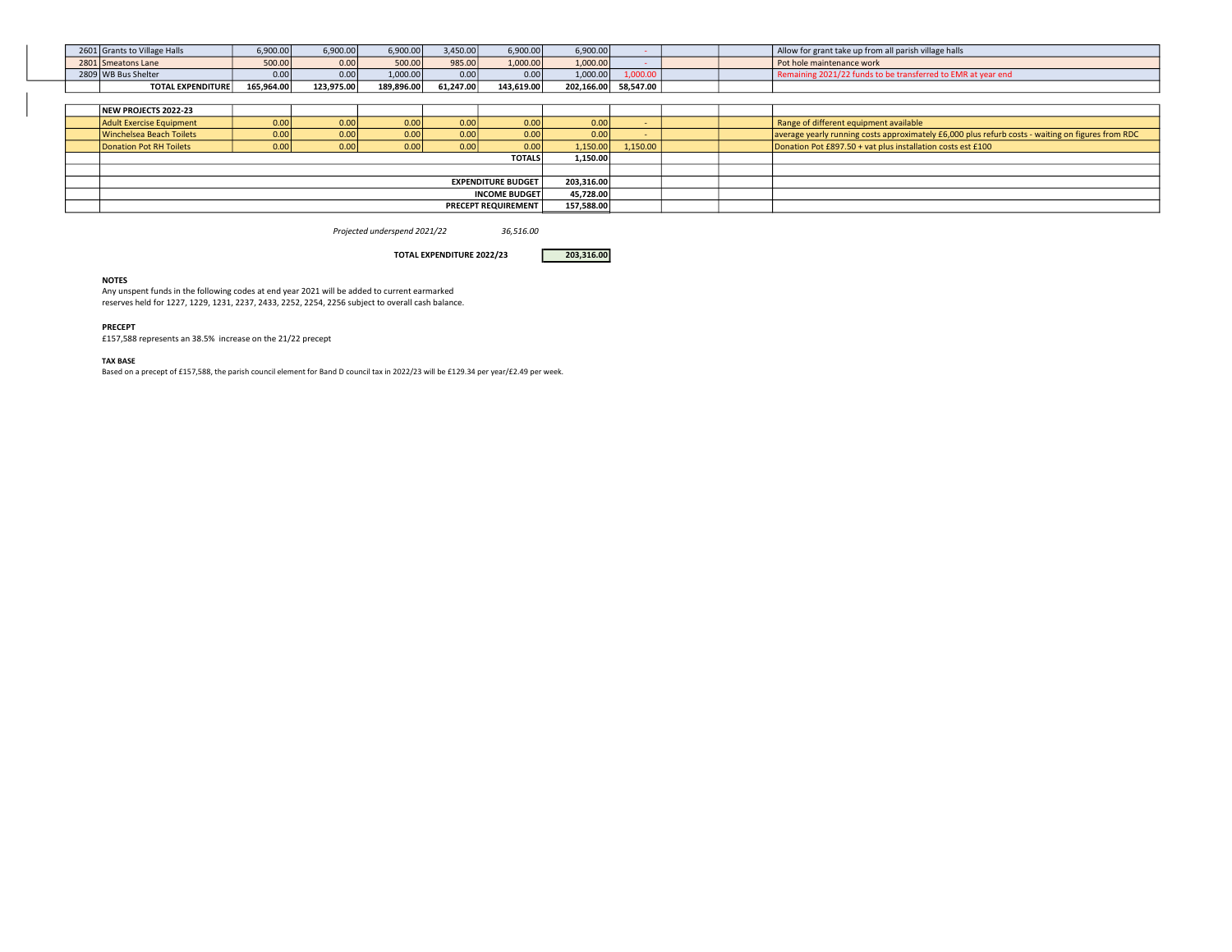| | | | | | | | | | | | |
|---|---|---|---|---|---|---|---|---|---|---|---|
| 2601 | Grants to Village Halls | 6,900.00 | 6,900.00 | 6,900.00 | 3,450.00 | 6,900.00 | 6,900.00 | - | | | Allow for grant take up from all parish village halls |
| 2801 | Smeatons Lane | 500.00 | 0.00 | 500.00 | 985.00 | 1,000.00 | 1,000.00 | - | | | Pot hole maintenance work |
| 2809 | WB Bus Shelter | 0.00 | 0.00 | 1,000.00 | 0.00 | 0.00 | 1,000.00 | 1,000.00 | | | Remaining 2021/22 funds to be transferred to EMR at year end |
| | **TOTAL EXPENDITURE** | **165,964.00** | **123,975.00** | **189,896.00** | **61,247.00** | **143,619.00** | **202,166.00** | **58,547.00** | | | |

| | | | | | | | | | | | |
|---|---|---|---|---|---|---|---|---|---|---|---|
| | **NEW PROJECTS 2022-23** | | | | | | | | | | |
| | Adult Exercise Equipment | 0.00 | 0.00 | 0.00 | 0.00 | 0.00 | 0.00 | - | | | Range of different equipment available |
| | Winchelsea Beach Toilets | 0.00 | 0.00 | 0.00 | 0.00 | 0.00 | 0.00 | - | | | average yearly running costs approximately £6,000 plus refurb costs - waiting on figures from RDC |
| | Donation Pot RH Toilets | 0.00 | 0.00 | 0.00 | 0.00 | 0.00 | 1,150.00 | 1,150.00 | | | Donation Pot £897.50 + vat plus installation costs est £100 |
| | | | | | | **TOTALS** | **1,150.00** | | | | |
| | | | | | | | | | | | |
| | | | | | | **EXPENDITURE BUDGET** | **203,316.00** | | | | |
| | | | | | | **INCOME BUDGET** | **45,728.00** | | | | |
| | | | | | | **PRECEPT REQUIREMENT** | **157,588.00** | | | | |

*Projected underspend 2021/22* *36,516.00*

**TOTAL EXPENDITURE 2022/23** **203,316.00**

**NOTES**

Any unspent funds in the following codes at end year 2021 will be added to current earmarked reserves held for 1227, 1229, 1231, 2237, 2433, 2252, 2254, 2256 subject to overall cash balance.

**PRECEPT**

£157,588 represents an 38.5% increase on the 21/22 precept

**TAX BASE**

Based on a precept of £157,588, the parish council element for Band D council tax in 2022/23 will be £129.34 per year/£2.49 per week.